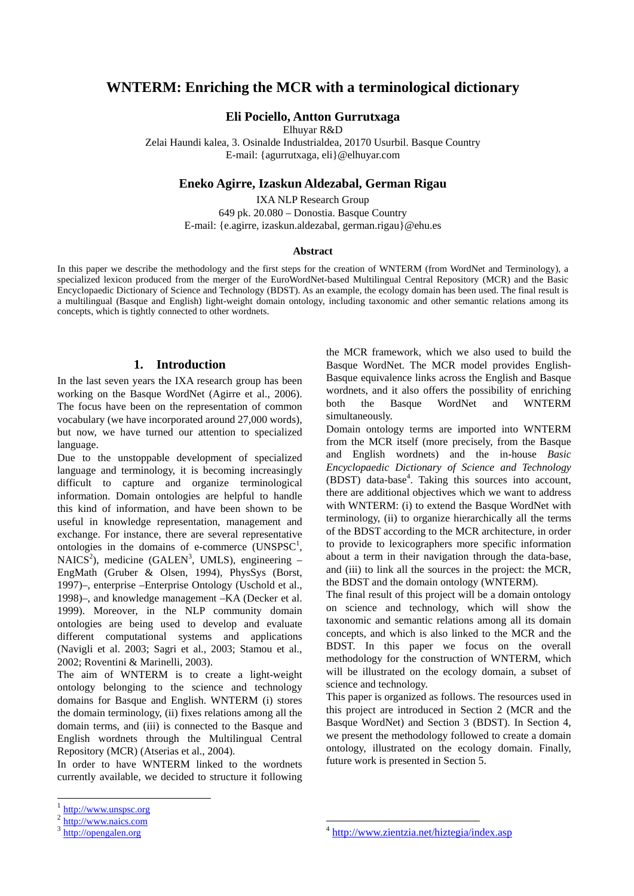# WNTERM: Enriching the MCR with a terminological dictionary

**Eli Pociello, Antton Gurrutxaga**

Elhuyar R&D

Zelai Haundi kalea, 3. Osinalde Industrialdea, 20170 Usurbil. Basque Country

E-mail: {agurrutxaga, eli}@elhuyar.com

**Eneko Agirre, Izaskun Aldezabal, German Rigau**

IXA NLP Research Group

649 pk. 20.080 – Donostia. Basque Country

E-mail: {e.agirre, izaskun.aldezabal, german.rigau}@ehu.es

### Abstract

In this paper we describe the methodology and the first steps for the creation of WNTERM (from WordNet and Terminology), a specialized lexicon produced from the merger of the EuroWordNet-based Multilingual Central Repository (MCR) and the Basic Encyclopaedic Dictionary of Science and Technology (BDST). As an example, the ecology domain has been used. The final result is a multilingual (Basque and English) light-weight domain ontology, including taxonomic and other semantic relations among its concepts, which is tightly connected to other wordnets.

## 1. Introduction

In the last seven years the IXA research group has been working on the Basque WordNet (Agirre et al., 2006). The focus have been on the representation of common vocabulary (we have incorporated around 27,000 words), but now, we have turned our attention to specialized language.

Due to the unstoppable development of specialized language and terminology, it is becoming increasingly difficult to capture and organize terminological information. Domain ontologies are helpful to handle this kind of information, and have been shown to be useful in knowledge representation, management and exchange. For instance, there are several representative ontologies in the domains of e-commerce (UNSPSC[1], NAICS[2]), medicine (GALEN[3], UMLS), engineering –EngMath (Gruber & Olsen, 1994), PhysSys (Borst, 1997)–, enterprise –Enterprise Ontology (Uschold et al., 1998)–, and knowledge management –KA (Decker et al. 1999). Moreover, in the NLP community domain ontologies are being used to develop and evaluate different computational systems and applications (Navigli et al. 2003; Sagri et al., 2003; Stamou et al., 2002; Roventini & Marinelli, 2003).

The aim of WNTERM is to create a light-weight ontology belonging to the science and technology domains for Basque and English. WNTERM (i) stores the domain terminology, (ii) fixes relations among all the domain terms, and (iii) is connected to the Basque and English wordnets through the Multilingual Central Repository (MCR) (Atserias et al., 2004).

In order to have WNTERM linked to the wordnets currently available, we decided to structure it following the MCR framework, which we also used to build the Basque WordNet. The MCR model provides English-Basque equivalence links across the English and Basque wordnets, and it also offers the possibility of enriching both the Basque WordNet and WNTERM simultaneously.

Domain ontology terms are imported into WNTERM from the MCR itself (more precisely, from the Basque and English wordnets) and the in-house *Basic Encyclopaedic Dictionary of Science and Technology* (BDST) data-base[4]. Taking this sources into account, there are additional objectives which we want to address with WNTERM: (i) to extend the Basque WordNet with terminology, (ii) to organize hierarchically all the terms of the BDST according to the MCR architecture, in order to provide to lexicographers more specific information about a term in their navigation through the data-base, and (iii) to link all the sources in the project: the MCR, the BDST and the domain ontology (WNTERM).

The final result of this project will be a domain ontology on science and technology, which will show the taxonomic and semantic relations among all its domain concepts, and which is also linked to the MCR and the BDST. In this paper we focus on the overall methodology for the construction of WNTERM, which will be illustrated on the ecology domain, a subset of science and technology.

This paper is organized as follows. The resources used in this project are introduced in Section 2 (MCR and the Basque WordNet) and Section 3 (BDST). In Section 4, we present the methodology followed to create a domain ontology, illustrated on the ecology domain. Finally, future work is presented in Section 5.

---

[1] http://www.unspsc.org

[2] http://www.naics.com

[3] http://opengalen.org

[4] http://www.zientzia.net/hiztegia/index.asp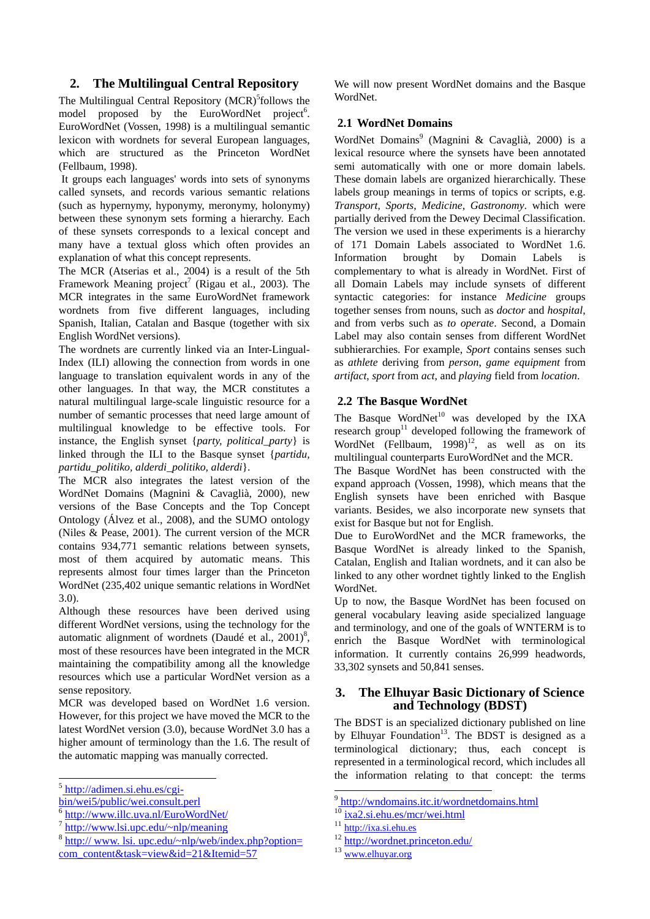## 2. The Multilingual Central Repository

The Multilingual Central Repository (MCR)[5]follows the model proposed by the EuroWordNet project[6]. EuroWordNet (Vossen, 1998) is a multilingual semantic lexicon with wordnets for several European languages, which are structured as the Princeton WordNet (Fellbaum, 1998).

It groups each languages' words into sets of synonyms called synsets, and records various semantic relations (such as hypernymy, hyponymy, meronymy, holonymy) between these synonym sets forming a hierarchy. Each of these synsets corresponds to a lexical concept and many have a textual gloss which often provides an explanation of what this concept represents.

The MCR (Atserias et al., 2004) is a result of the 5th Framework Meaning project[7] (Rigau et al., 2003). The MCR integrates in the same EuroWordNet framework wordnets from five different languages, including Spanish, Italian, Catalan and Basque (together with six English WordNet versions).

The wordnets are currently linked via an Inter-Lingual-Index (ILI) allowing the connection from words in one language to translation equivalent words in any of the other languages. In that way, the MCR constitutes a natural multilingual large-scale linguistic resource for a number of semantic processes that need large amount of multilingual knowledge to be effective tools. For instance, the English synset {*party, political_party*} is linked through the ILI to the Basque synset {*partidu, partidu_politiko, alderdi_politiko, alderdi*}.

The MCR also integrates the latest version of the WordNet Domains (Magnini & Cavaglià, 2000), new versions of the Base Concepts and the Top Concept Ontology (Álvez et al., 2008), and the SUMO ontology (Niles & Pease, 2001). The current version of the MCR contains 934,771 semantic relations between synsets, most of them acquired by automatic means. This represents almost four times larger than the Princeton WordNet (235,402 unique semantic relations in WordNet 3.0).

Although these resources have been derived using different WordNet versions, using the technology for the automatic alignment of wordnets (Daudé et al., 2001)[8], most of these resources have been integrated in the MCR maintaining the compatibility among all the knowledge resources which use a particular WordNet version as a sense repository.

MCR was developed based on WordNet 1.6 version. However, for this project we have moved the MCR to the latest WordNet version (3.0), because WordNet 3.0 has a higher amount of terminology than the 1.6. The result of the automatic mapping was manually corrected.

We will now present WordNet domains and the Basque WordNet.

### 2.1 WordNet Domains

WordNet Domains[9] (Magnini & Cavaglià, 2000) is a lexical resource where the synsets have been annotated semi automatically with one or more domain labels. These domain labels are organized hierarchically. These labels group meanings in terms of topics or scripts, e.g. *Transport*, *Sports*, *Medicine*, *Gastronomy*. which were partially derived from the Dewey Decimal Classification. The version we used in these experiments is a hierarchy of 171 Domain Labels associated to WordNet 1.6. Information brought by Domain Labels is complementary to what is already in WordNet. First of all Domain Labels may include synsets of different syntactic categories: for instance *Medicine* groups together senses from nouns, such as *doctor* and *hospital*, and from verbs such as *to operate*. Second, a Domain Label may also contain senses from different WordNet subhierarchies. For example, *Sport* contains senses such as *athlete* deriving from *person*, *game equipment* from *artifact*, *sport* from *act*, and *playing* field from *location*.

### 2.2 The Basque WordNet

The Basque WordNet[10] was developed by the IXA research group[11] developed following the framework of WordNet (Fellbaum, 1998)[12], as well as on its multilingual counterparts EuroWordNet and the MCR.

The Basque WordNet has been constructed with the expand approach (Vossen, 1998), which means that the English synsets have been enriched with Basque variants. Besides, we also incorporate new synsets that exist for Basque but not for English.

Due to EuroWordNet and the MCR frameworks, the Basque WordNet is already linked to the Spanish, Catalan, English and Italian wordnets, and it can also be linked to any other wordnet tightly linked to the English WordNet.

Up to now, the Basque WordNet has been focused on general vocabulary leaving aside specialized language and terminology, and one of the goals of WNTERM is to enrich the Basque WordNet with terminological information. It currently contains 26,999 headwords, 33,302 synsets and 50,841 senses.

## 3. The Elhuyar Basic Dictionary of Science and Technology (BDST)

The BDST is an specialized dictionary published on line by Elhuyar Foundation[13]. The BDST is designed as a terminological dictionary; thus, each concept is represented in a terminological record, which includes all the information relating to that concept: the terms

---

[5] http://adimen.si.ehu.es/cgi-bin/wei5/public/wei.consult.perl

[6] http://www.illc.uva.nl/EuroWordNet/

[7] http://www.lsi.upc.edu/~nlp/meaning

[8] http:// www. lsi. upc.edu/~nlp/web/index.php?option=com_content&task=view&id=21&Itemid=57

[9] http://wndomains.itc.it/wordnetdomains.html

[10] ixa2.si.ehu.es/mcr/wei.html

[11] http://ixa.si.ehu.es

[12] http://wordnet.princeton.edu/

[13] www.elhuyar.org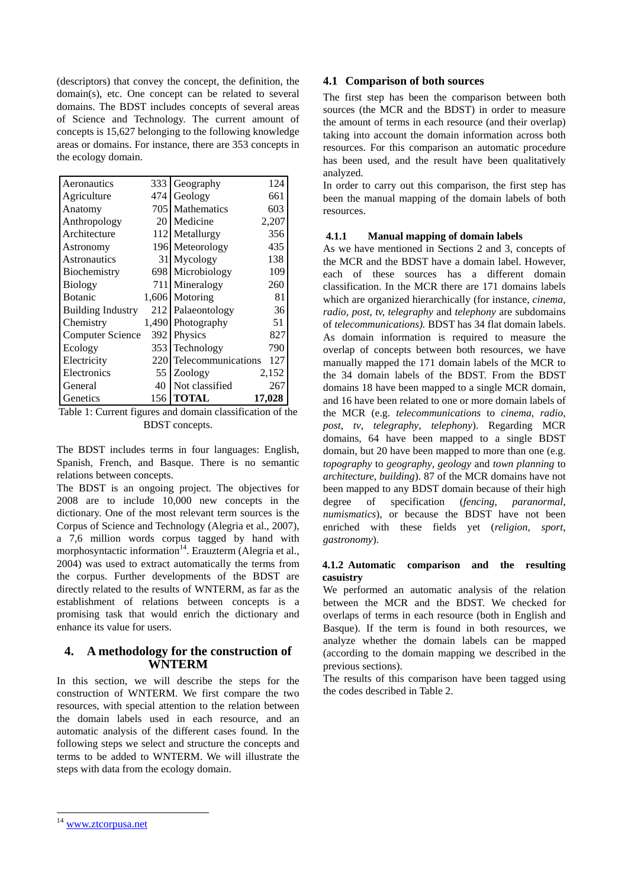(descriptors) that convey the concept, the definition, the domain(s), etc. One concept can be related to several domains. The BDST includes concepts of several areas of Science and Technology. The current amount of concepts is 15,627 belonging to the following knowledge areas or domains. For instance, there are 353 concepts in the ecology domain.

| | | | |
|---|---|---|---|
| Aeronautics | 333 | Geography | 124 |
| Agriculture | 474 | Geology | 661 |
| Anatomy | 705 | Mathematics | 603 |
| Anthropology | 20 | Medicine | 2,207 |
| Architecture | 112 | Metallurgy | 356 |
| Astronomy | 196 | Meteorology | 435 |
| Astronautics | 31 | Mycology | 138 |
| Biochemistry | 698 | Microbiology | 109 |
| Biology | 711 | Mineralogy | 260 |
| Botanic | 1,606 | Motoring | 81 |
| Building Industry | 212 | Palaeontology | 36 |
| Chemistry | 1,490 | Photography | 51 |
| Computer Science | 392 | Physics | 827 |
| Ecology | 353 | Technology | 790 |
| Electricity | 220 | Telecommunications | 127 |
| Electronics | 55 | Zoology | 2,152 |
| General | 40 | Not classified | 267 |
| Genetics | 156 | **TOTAL** | **17,028** |

Table 1: Current figures and domain classification of the BDST concepts.

The BDST includes terms in four languages: English, Spanish, French, and Basque. There is no semantic relations between concepts.

The BDST is an ongoing project. The objectives for 2008 are to include 10,000 new concepts in the dictionary. One of the most relevant term sources is the Corpus of Science and Technology (Alegria et al., 2007), a 7,6 million words corpus tagged by hand with morphosyntactic information[14]. Erauzterm (Alegria et al., 2004) was used to extract automatically the terms from the corpus. Further developments of the BDST are directly related to the results of WNTERM, as far as the establishment of relations between concepts is a promising task that would enrich the dictionary and enhance its value for users.

# 4. A methodology for the construction of WNTERM

In this section, we will describe the steps for the construction of WNTERM. We first compare the two resources, with special attention to the relation between the domain labels used in each resource, and an automatic analysis of the different cases found. In the following steps we select and structure the concepts and terms to be added to WNTERM. We will illustrate the steps with data from the ecology domain.

## 4.1 Comparison of both sources

The first step has been the comparison between both sources (the MCR and the BDST) in order to measure the amount of terms in each resource (and their overlap) taking into account the domain information across both resources. For this comparison an automatic procedure has been used, and the result have been qualitatively analyzed.

In order to carry out this comparison, the first step has been the manual mapping of the domain labels of both resources.

### 4.1.1 Manual mapping of domain labels

As we have mentioned in Sections 2 and 3, concepts of the MCR and the BDST have a domain label. However, each of these sources has a different domain classification. In the MCR there are 171 domains labels which are organized hierarchically (for instance, *cinema*, *radio*, *post*, *tv*, *telegraphy* and *telephony* are subdomains of *telecommunications).* BDST has 34 flat domain labels. As domain information is required to measure the overlap of concepts between both resources, we have manually mapped the 171 domain labels of the MCR to the 34 domain labels of the BDST. From the BDST domains 18 have been mapped to a single MCR domain, and 16 have been related to one or more domain labels of the MCR (e.g. *telecommunications* to *cinema*, *radio*, *post*, *tv*, *telegraphy*, *telephony*). Regarding MCR domains, 64 have been mapped to a single BDST domain, but 20 have been mapped to more than one (e.g. *topography* to *geography*, *geology* and *town planning* to *architecture*, *building*). 87 of the MCR domains have not been mapped to any BDST domain because of their high degree of specification (*fencing*, *paranormal*, *numismatics*), or because the BDST have not been enriched with these fields yet (*religion*, *sport*, *gastronomy*).

### 4.1.2 Automatic comparison and the resulting casuistry

We performed an automatic analysis of the relation between the MCR and the BDST. We checked for overlaps of terms in each resource (both in English and Basque). If the term is found in both resources, we analyze whether the domain labels can be mapped (according to the domain mapping we described in the previous sections).

The results of this comparison have been tagged using the codes described in Table 2.

---

[14] www.ztcorpusa.net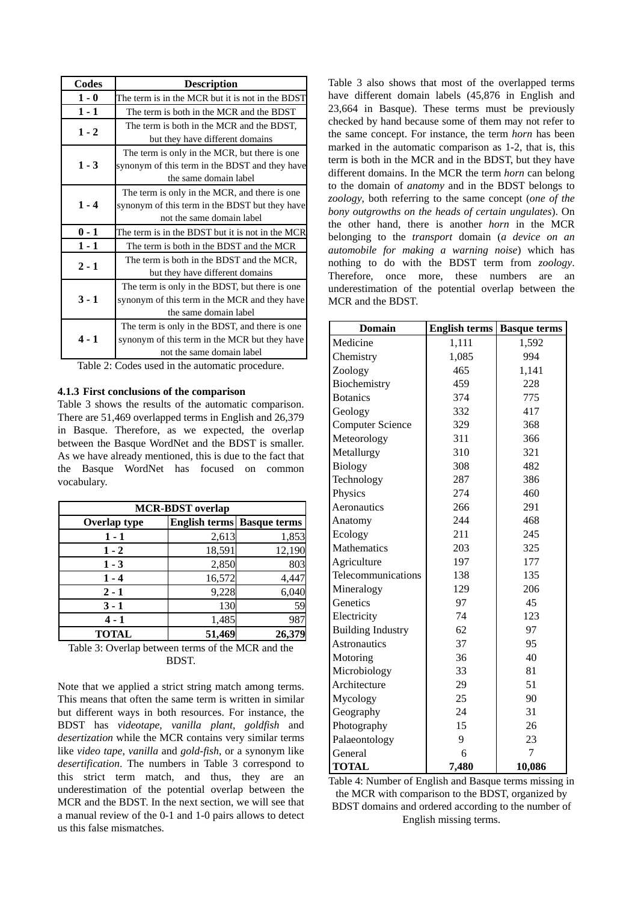| Codes | Description |
|---|---|
| **1 - 0** | The term is in the MCR but it is not in the BDST |
| **1 - 1** | The term is both in the MCR and the BDST |
| **1 - 2** | The term is both in the MCR and the BDST, but they have different domains |
| **1 - 3** | The term is only in the MCR, but there is one synonym of this term in the BDST and they have the same domain label |
| **1 - 4** | The term is only in the MCR, and there is one synonym of this term in the BDST but they have not the same domain label |
| **0 - 1** | The term is in the BDST but it is not in the MCR |
| **1 - 1** | The term is both in the BDST and the MCR |
| **2 - 1** | The term is both in the BDST and the MCR, but they have different domains |
| **3 - 1** | The term is only in the BDST, but there is one synonym of this term in the MCR and they have the same domain label |
| **4 - 1** | The term is only in the BDST, and there is one synonym of this term in the MCR but they have not the same domain label |

Table 2: Codes used in the automatic procedure.

### 4.1.3 First conclusions of the comparison

Table 3 shows the results of the automatic comparison. There are 51,469 overlapped terms in English and 26,379 in Basque. Therefore, as we expected, the overlap between the Basque WordNet and the BDST is smaller. As we have already mentioned, this is due to the fact that the Basque WordNet has focused on common vocabulary.

| MCR-BDST overlap | | |
|---|---|---|
| **Overlap type** | **English terms** | **Basque terms** |
| **1 - 1** | 2,613 | 1,853 |
| **1 - 2** | 18,591 | 12,190 |
| **1 - 3** | 2,850 | 803 |
| **1 - 4** | 16,572 | 4,447 |
| **2 - 1** | 9,228 | 6,040 |
| **3 - 1** | 130 | 59 |
| **4 - 1** | 1,485 | 987 |
| **TOTAL** | **51,469** | **26,379** |

Table 3: Overlap between terms of the MCR and the BDST.

Note that we applied a strict string match among terms. This means that often the same term is written in similar but different ways in both resources. For instance, the BDST has *videotape*, *vanilla plant*, *goldfish* and *desertization* while the MCR contains very similar terms like *video tape*, *vanilla* and *gold-fish*, or a synonym like *desertification*. The numbers in Table 3 correspond to this strict term match, and thus, they are an underestimation of the potential overlap between the MCR and the BDST. In the next section, we will see that a manual review of the 0-1 and 1-0 pairs allows to detect us this false mismatches.

Table 3 also shows that most of the overlapped terms have different domain labels (45,876 in English and 23,664 in Basque). These terms must be previously checked by hand because some of them may not refer to the same concept. For instance, the term *horn* has been marked in the automatic comparison as 1-2, that is, this term is both in the MCR and in the BDST, but they have different domains. In the MCR the term *horn* can belong to the domain of *anatomy* and in the BDST belongs to *zoology*, both referring to the same concept (*one of the bony outgrowths on the heads of certain ungulates*). On the other hand, there is another *horn* in the MCR belonging to the *transport* domain (*a device on an automobile for making a warning noise*) which has nothing to do with the BDST term from *zoology*. Therefore, once more, these numbers are an underestimation of the potential overlap between the MCR and the BDST.

| Domain | English terms | Basque terms |
|---|---|---|
| Medicine | 1,111 | 1,592 |
| Chemistry | 1,085 | 994 |
| Zoology | 465 | 1,141 |
| Biochemistry | 459 | 228 |
| Botanics | 374 | 775 |
| Geology | 332 | 417 |
| Computer Science | 329 | 368 |
| Meteorology | 311 | 366 |
| Metallurgy | 310 | 321 |
| Biology | 308 | 482 |
| Technology | 287 | 386 |
| Physics | 274 | 460 |
| Aeronautics | 266 | 291 |
| Anatomy | 244 | 468 |
| Ecology | 211 | 245 |
| Mathematics | 203 | 325 |
| Agriculture | 197 | 177 |
| Telecommunications | 138 | 135 |
| Mineralogy | 129 | 206 |
| Genetics | 97 | 45 |
| Electricity | 74 | 123 |
| Building Industry | 62 | 97 |
| Astronautics | 37 | 95 |
| Motoring | 36 | 40 |
| Microbiology | 33 | 81 |
| Architecture | 29 | 51 |
| Mycology | 25 | 90 |
| Geography | 24 | 31 |
| Photography | 15 | 26 |
| Palaeontology | 9 | 23 |
| General | 6 | 7 |
| **TOTAL** | **7,480** | **10,086** |

Table 4: Number of English and Basque terms missing in the MCR with comparison to the BDST, organized by BDST domains and ordered according to the number of English missing terms.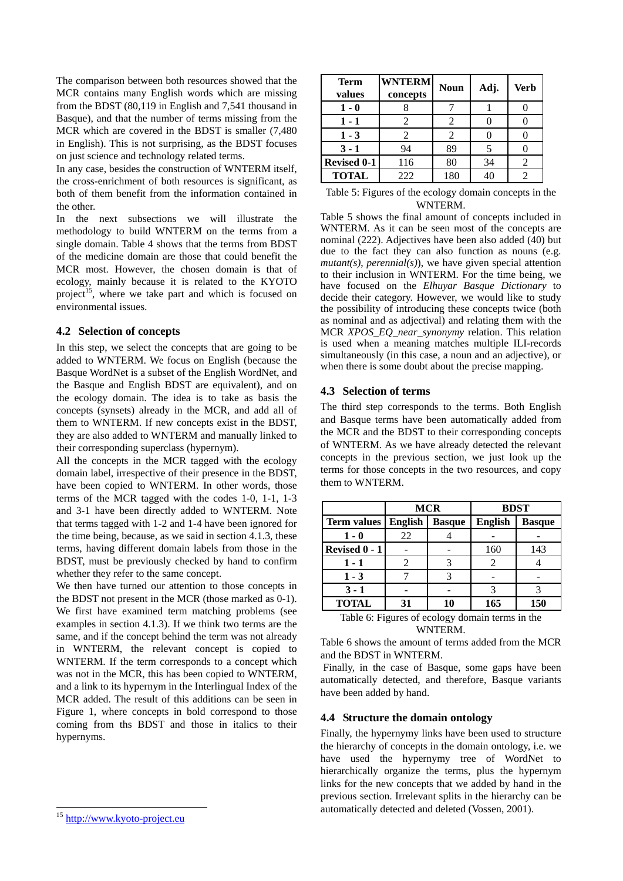The comparison between both resources showed that the MCR contains many English words which are missing from the BDST (80,119 in English and 7,541 thousand in Basque), and that the number of terms missing from the MCR which are covered in the BDST is smaller (7,480 in English). This is not surprising, as the BDST focuses on just science and technology related terms.

In any case, besides the construction of WNTERM itself, the cross-enrichment of both resources is significant, as both of them benefit from the information contained in the other.

In the next subsections we will illustrate the methodology to build WNTERM on the terms from a single domain. Table 4 shows that the terms from BDST of the medicine domain are those that could benefit the MCR most. However, the chosen domain is that of ecology, mainly because it is related to the KYOTO project[15], where we take part and which is focused on environmental issues.

## 4.2 Selection of concepts

In this step, we select the concepts that are going to be added to WNTERM. We focus on English (because the Basque WordNet is a subset of the English WordNet, and the Basque and English BDST are equivalent), and on the ecology domain. The idea is to take as basis the concepts (synsets) already in the MCR, and add all of them to WNTERM. If new concepts exist in the BDST, they are also added to WNTERM and manually linked to their corresponding superclass (hypernym).

All the concepts in the MCR tagged with the ecology domain label, irrespective of their presence in the BDST, have been copied to WNTERM. In other words, those terms of the MCR tagged with the codes 1-0, 1-1, 1-3 and 3-1 have been directly added to WNTERM. Note that terms tagged with 1-2 and 1-4 have been ignored for the time being, because, as we said in section 4.1.3, these terms, having different domain labels from those in the BDST, must be previously checked by hand to confirm whether they refer to the same concept.

We then have turned our attention to those concepts in the BDST not present in the MCR (those marked as 0-1). We first have examined term matching problems (see examples in section 4.1.3). If we think two terms are the same, and if the concept behind the term was not already in WNTERM, the relevant concept is copied to WNTERM. If the term corresponds to a concept which was not in the MCR, this has been copied to WNTERM, and a link to its hypernym in the Interlingual Index of the MCR added. The result of this additions can be seen in Figure 1, where concepts in bold correspond to those coming from ths BDST and those in italics to their hypernyms.

| Term values | WNTERM concepts | Noun | Adj. | Verb |
|---|---|---|---|---|
| **1 - 0** | 8 | 7 | 1 | 0 |
| **1 - 1** | 2 | 2 | 0 | 0 |
| **1 - 3** | 2 | 2 | 0 | 0 |
| **3 - 1** | 94 | 89 | 5 | 0 |
| **Revised 0-1** | 116 | 80 | 34 | 2 |
| **TOTAL** | 222 | 180 | 40 | 2 |

Table 5: Figures of the ecology domain concepts in the WNTERM.

Table 5 shows the final amount of concepts included in WNTERM. As it can be seen most of the concepts are nominal (222). Adjectives have been also added (40) but due to the fact they can also function as nouns (e.g. *mutant(s)*, *perennial(s)*), we have given special attention to their inclusion in WNTERM. For the time being, we have focused on the *Elhuyar Basque Dictionary* to decide their category. However, we would like to study the possibility of introducing these concepts twice (both as nominal and as adjectival) and relating them with the MCR *XPOS_EQ_near_synonymy* relation. This relation is used when a meaning matches multiple ILI-records simultaneously (in this case, a noun and an adjective), or when there is some doubt about the precise mapping.

## 4.3 Selection of terms

The third step corresponds to the terms. Both English and Basque terms have been automatically added from the MCR and the BDST to their corresponding concepts of WNTERM. As we have already detected the relevant concepts in the previous section, we just look up the terms for those concepts in the two resources, and copy them to WNTERM.

| | MCR | | BDST | |
|---|---|---|---|---|
| **Term values** | **English** | **Basque** | **English** | **Basque** |
| **1 - 0** | 22 | 4 | - | - |
| **Revised 0 - 1** | - | - | 160 | 143 |
| **1 - 1** | 2 | 3 | 2 | 4 |
| **1 - 3** | 7 | 3 | - | - |
| **3 - 1** | - | - | 3 | 3 |
| **TOTAL** | **31** | **10** | **165** | **150** |

Table 6: Figures of ecology domain terms in the WNTERM.

Table 6 shows the amount of terms added from the MCR and the BDST in WNTERM.

Finally, in the case of Basque, some gaps have been automatically detected, and therefore, Basque variants have been added by hand.

## 4.4 Structure the domain ontology

Finally, the hypernymy links have been used to structure the hierarchy of concepts in the domain ontology, i.e. we have used the hypernymy tree of WordNet to hierarchically organize the terms, plus the hypernym links for the new concepts that we added by hand in the previous section. Irrelevant splits in the hierarchy can be automatically detected and deleted (Vossen, 2001).

[15] http://www.kyoto-project.eu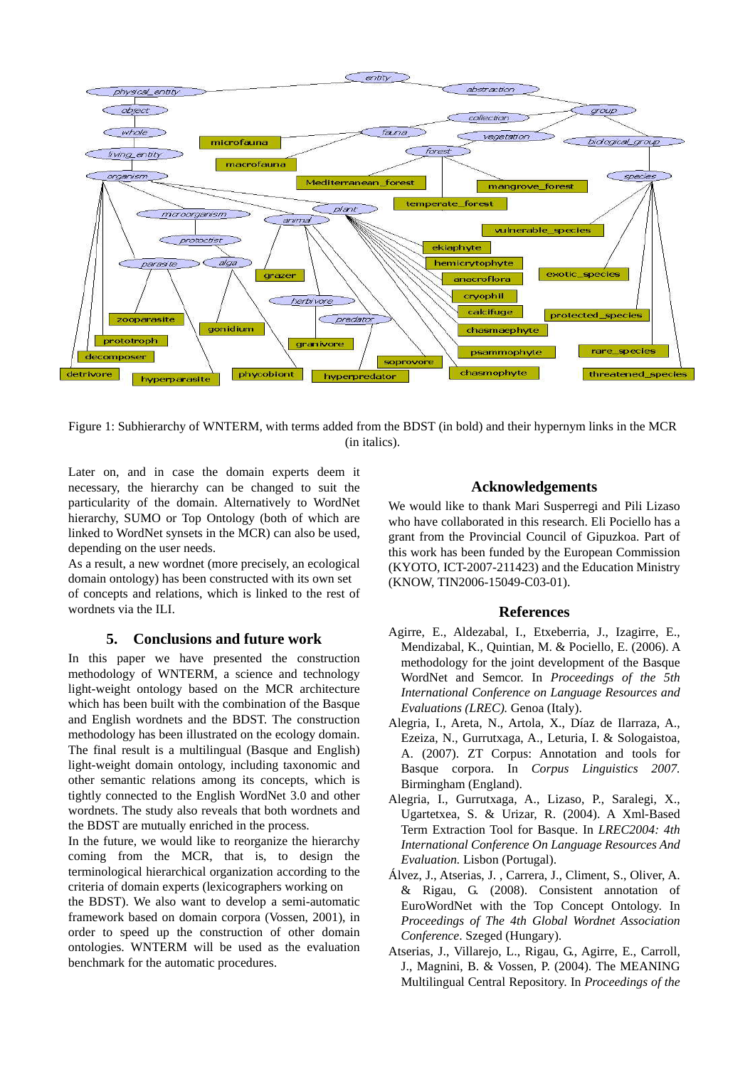Figure 1: Subhierarchy of WNTERM, with terms added from the BDST (in bold) and their hypernym links in the MCR (in italics).

Later on, and in case the domain experts deem it necessary, the hierarchy can be changed to suit the particularity of the domain. Alternatively to WordNet hierarchy, SUMO or Top Ontology (both of which are linked to WordNet synsets in the MCR) can also be used, depending on the user needs.

As a result, a new wordnet (more precisely, an ecological domain ontology) has been constructed with its own set of concepts and relations, which is linked to the rest of wordnets via the ILI.

## 5. Conclusions and future work

In this paper we have presented the construction methodology of WNTERM, a science and technology light-weight ontology based on the MCR architecture which has been built with the combination of the Basque and English wordnets and the BDST. The construction methodology has been illustrated on the ecology domain. The final result is a multilingual (Basque and English) light-weight domain ontology, including taxonomic and other semantic relations among its concepts, which is tightly connected to the English WordNet 3.0 and other wordnets. The study also reveals that both wordnets and the BDST are mutually enriched in the process.

In the future, we would like to reorganize the hierarchy coming from the MCR, that is, to design the terminological hierarchical organization according to the criteria of domain experts (lexicographers working on the BDST). We also want to develop a semi-automatic framework based on domain corpora (Vossen, 2001), in order to speed up the construction of other domain ontologies. WNTERM will be used as the evaluation benchmark for the automatic procedures.

## Acknowledgements

We would like to thank Mari Susperregi and Pili Lizaso who have collaborated in this research. Eli Pociello has a grant from the Provincial Council of Gipuzkoa. Part of this work has been funded by the European Commission (KYOTO, ICT-2007-211423) and the Education Ministry (KNOW, TIN2006-15049-C03-01).

## References

Agirre, E., Aldezabal, I., Etxeberria, J., Izagirre, E., Mendizabal, K., Quintian, M. & Pociello, E. (2006). A methodology for the joint development of the Basque WordNet and Semcor. In *Proceedings of the 5th International Conference on Language Resources and Evaluations (LREC).* Genoa (Italy).

Alegria, I., Areta, N., Artola, X., Díaz de Ilarraza, A., Ezeiza, N., Gurrutxaga, A., Leturia, I. & Sologaistoa, A. (2007). ZT Corpus: Annotation and tools for Basque corpora. In *Corpus Linguistics 2007.* Birmingham (England).

Alegria, I., Gurrutxaga, A., Lizaso, P., Saralegi, X., Ugartetxea, S. & Urizar, R. (2004). A Xml-Based Term Extraction Tool for Basque. In *LREC2004: 4th International Conference On Language Resources And Evaluation.* Lisbon (Portugal).

Álvez, J., Atserias, J. , Carrera, J., Climent, S., Oliver, A. & Rigau, G. (2008). Consistent annotation of EuroWordNet with the Top Concept Ontology. In *Proceedings of The 4th Global Wordnet Association Conference*. Szeged (Hungary).

Atserias, J., Villarejo, L., Rigau, G., Agirre, E., Carroll, J., Magnini, B. & Vossen, P. (2004). The MEANING Multilingual Central Repository. In *Proceedings of the*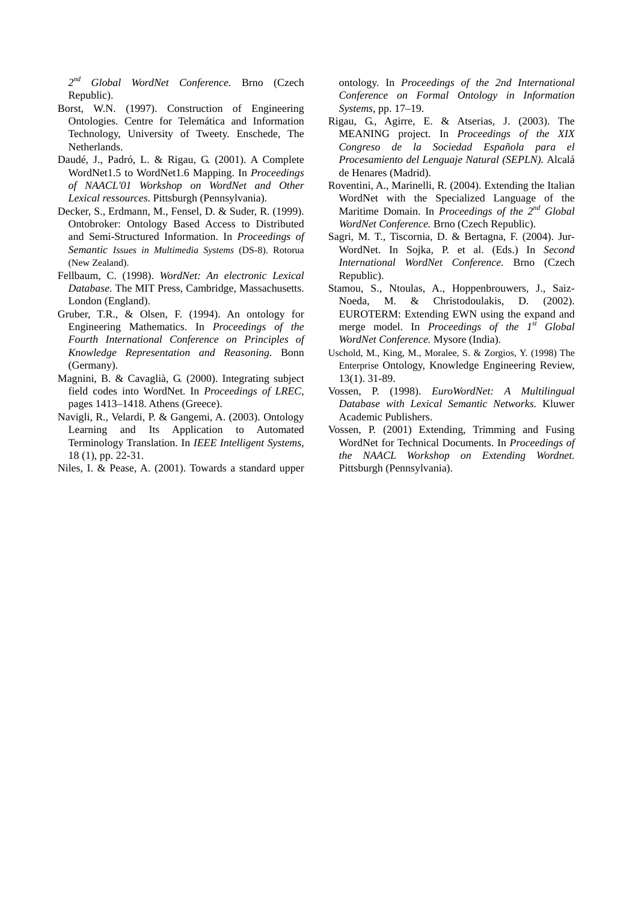*2nd Global WordNet Conference*. Brno (Czech Republic).

Borst, W.N. (1997). Construction of Engineering Ontologies. Centre for Telemática and Information Technology, University of Tweety. Enschede, The Netherlands.

Daudé, J., Padró, L. & Rigau, G. (2001). A Complete WordNet1.5 to WordNet1.6 Mapping. In *Proceedings of NAACL'01 Workshop on WordNet and Other Lexical ressources*. Pittsburgh (Pennsylvania).

Decker, S., Erdmann, M., Fensel, D. & Suder, R. (1999). Ontobroker: Ontology Based Access to Distributed and Semi-Structured Information. In *Proceedings of Semantic Issues in Multimedia Systems* (DS-8). Rotorua (New Zealand).

Fellbaum, C. (1998). *WordNet: An electronic Lexical Database*. The MIT Press, Cambridge, Massachusetts. London (England).

Gruber, T.R., & Olsen, F. (1994). An ontology for Engineering Mathematics. In *Proceedings of the Fourth International Conference on Principles of Knowledge Representation and Reasoning*. Bonn (Germany).

Magnini, B. & Cavaglià, G. (2000). Integrating subject field codes into WordNet. In *Proceedings of LREC*, pages 1413–1418. Athens (Greece).

Navigli, R., Velardi, P. & Gangemi, A. (2003). Ontology Learning and Its Application to Automated Terminology Translation. In *IEEE Intelligent Systems*, 18 (1), pp. 22-31.

Niles, I. & Pease, A. (2001). Towards a standard upper ontology. In *Proceedings of the 2nd International Conference on Formal Ontology in Information Systems*, pp. 17–19.

Rigau, G., Agirre, E. & Atserias, J. (2003). The MEANING project. In *Proceedings of the XIX Congreso de la Sociedad Española para el Procesamiento del Lenguaje Natural (SEPLN).* Alcalá de Henares (Madrid).

Roventini, A., Marinelli, R. (2004). Extending the Italian WordNet with the Specialized Language of the Maritime Domain. In *Proceedings of the 2nd Global WordNet Conference.* Brno (Czech Republic).

Sagri, M. T., Tiscornia, D. & Bertagna, F. (2004). Jur-WordNet. In Sojka, P. et al. (Eds.) In *Second International WordNet Conference.* Brno (Czech Republic).

Stamou, S., Ntoulas, A., Hoppenbrouwers, J., Saiz-Noeda, M. & Christodoulakis, D. (2002). EUROTERM: Extending EWN using the expand and merge model. In *Proceedings of the 1st Global WordNet Conference.* Mysore (India).

Uschold, M., King, M., Moralee, S. & Zorgios, Y. (1998) The Enterprise Ontology, Knowledge Engineering Review, 13(1). 31-89.

Vossen, P. (1998). *EuroWordNet: A Multilingual Database with Lexical Semantic Networks.* Kluwer Academic Publishers.

Vossen, P. (2001) Extending, Trimming and Fusing WordNet for Technical Documents. In *Proceedings of the NAACL Workshop on Extending Wordnet.* Pittsburgh (Pennsylvania).